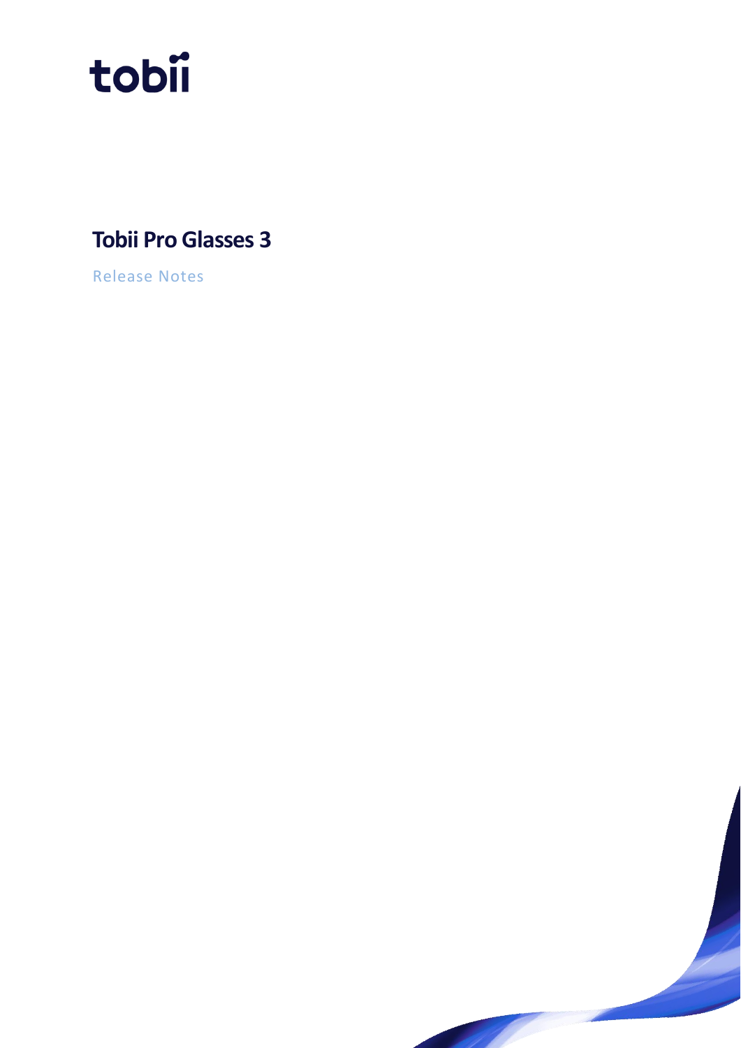tobii

# Tobii Pro Glasses 3

Release Notes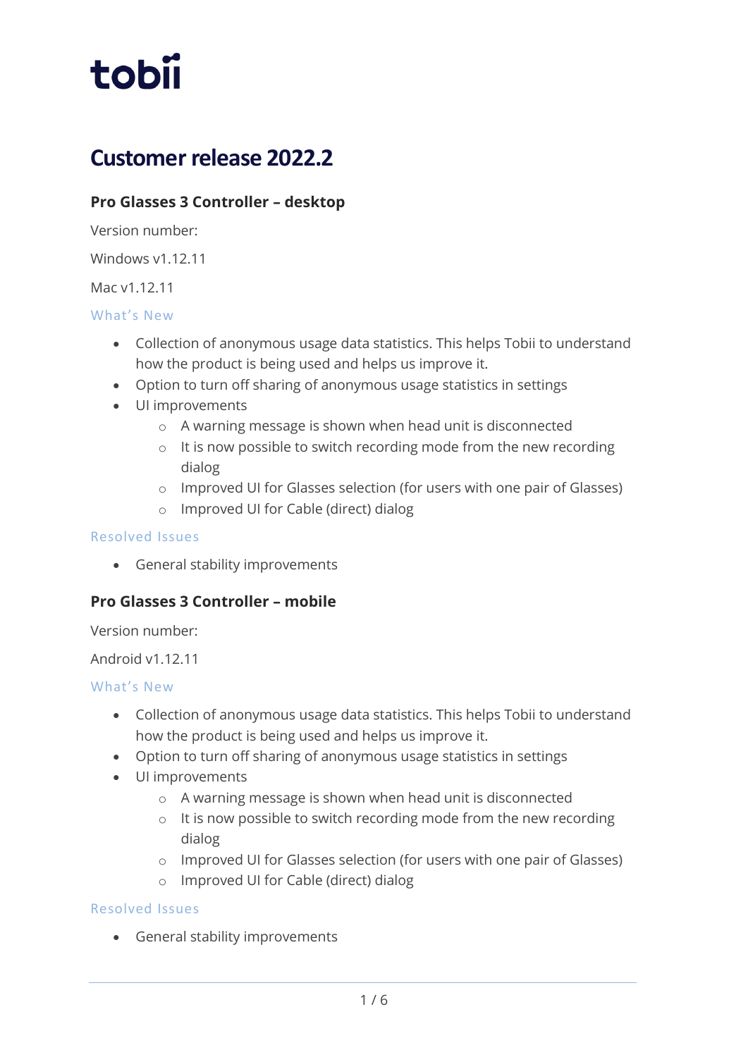tobii

# Customer release 2022.2

### Pro Glasses 3 Controller – desktop

Version number:

Windows v1.12.11

Mac v1.12.11

#### What's New

- Collection of anonymous usage data statistics. This helps Tobii to understand how the product is being used and helps us improve it.
- Option to turn off sharing of anonymous usage statistics in settings
- UI improvements
  - A warning message is shown when head unit is disconnected
  - It is now possible to switch recording mode from the new recording dialog
  - Improved UI for Glasses selection (for users with one pair of Glasses)
  - Improved UI for Cable (direct) dialog

#### Resolved Issues

- General stability improvements

### Pro Glasses 3 Controller – mobile

Version number:

Android v1.12.11

#### What's New

- Collection of anonymous usage data statistics. This helps Tobii to understand how the product is being used and helps us improve it.
- Option to turn off sharing of anonymous usage statistics in settings
- UI improvements
  - A warning message is shown when head unit is disconnected
  - It is now possible to switch recording mode from the new recording dialog
  - Improved UI for Glasses selection (for users with one pair of Glasses)
  - Improved UI for Cable (direct) dialog

#### Resolved Issues

- General stability improvements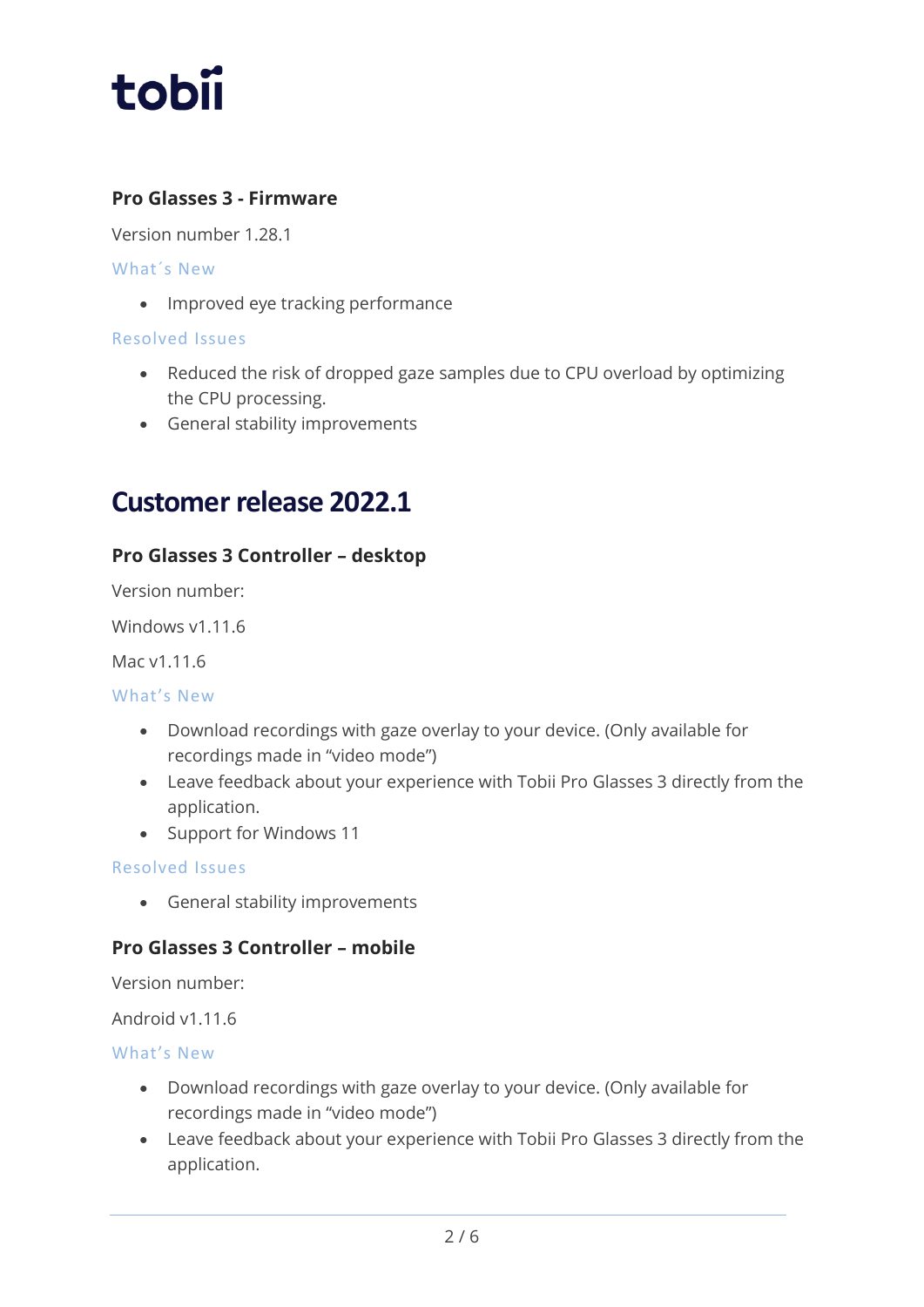### Pro Glasses 3 - Firmware

Version number 1.28.1

#### What´s New

- Improved eye tracking performance

#### Resolved Issues

- Reduced the risk of dropped gaze samples due to CPU overload by optimizing the CPU processing.
- General stability improvements

## Customer release 2022.1

### Pro Glasses 3 Controller – desktop

Version number:

Windows v1.11.6

Mac v1.11.6

#### What's New

- Download recordings with gaze overlay to your device. (Only available for recordings made in "video mode")
- Leave feedback about your experience with Tobii Pro Glasses 3 directly from the application.
- Support for Windows 11

#### Resolved Issues

- General stability improvements

### Pro Glasses 3 Controller – mobile

Version number:

Android v1.11.6

#### What's New

- Download recordings with gaze overlay to your device. (Only available for recordings made in "video mode")
- Leave feedback about your experience with Tobii Pro Glasses 3 directly from the application.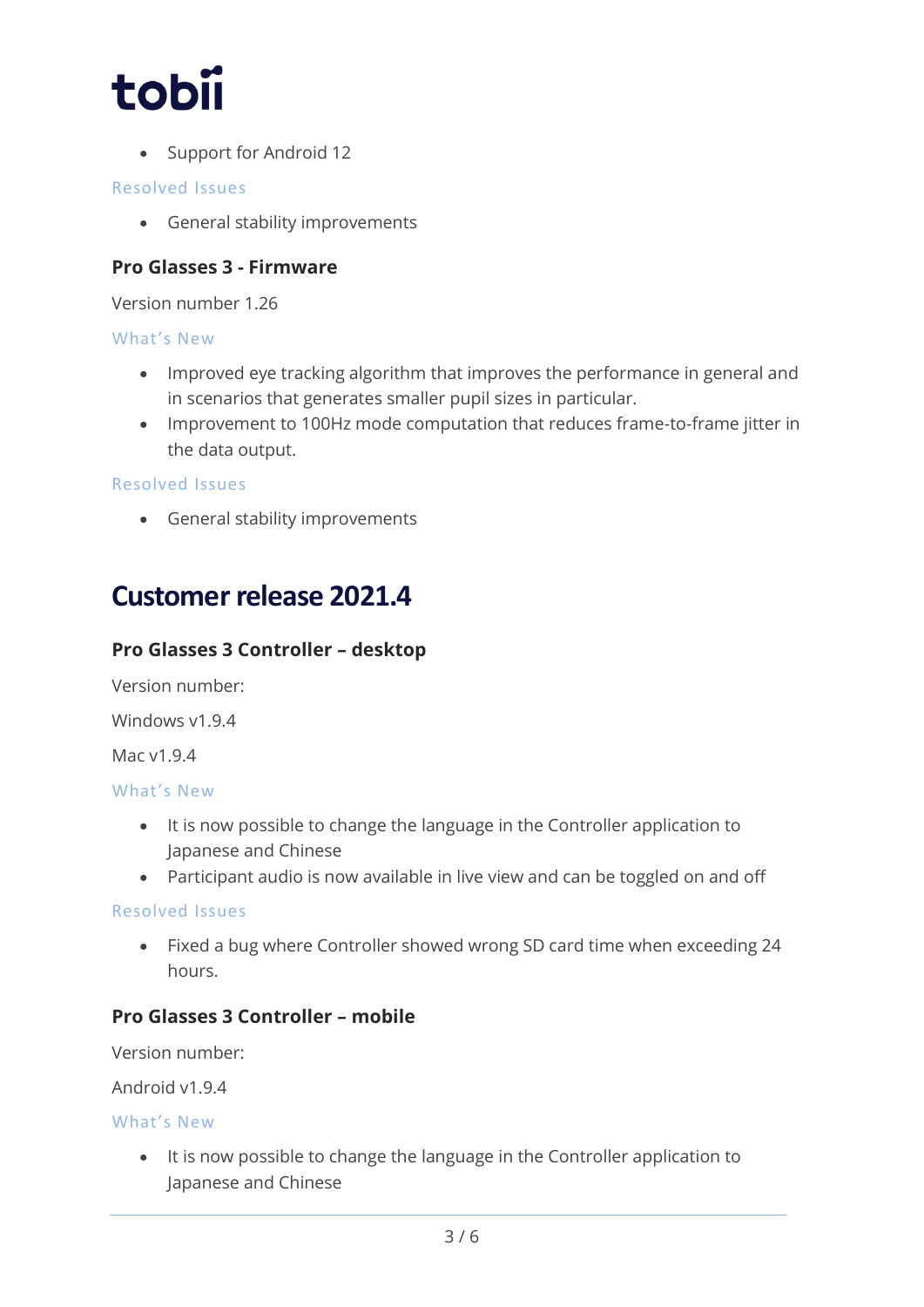- Support for Android 12

#### Resolved Issues

- General stability improvements

### Pro Glasses 3 - Firmware

Version number 1.26

#### What's New

- Improved eye tracking algorithm that improves the performance in general and in scenarios that generates smaller pupil sizes in particular.
- Improvement to 100Hz mode computation that reduces frame-to-frame jitter in the data output.

#### Resolved Issues

- General stability improvements

## Customer release 2021.4

### Pro Glasses 3 Controller – desktop

Version number:

Windows v1.9.4

Mac v1.9.4

#### What's New

- It is now possible to change the language in the Controller application to Japanese and Chinese
- Participant audio is now available in live view and can be toggled on and off

#### Resolved Issues

- Fixed a bug where Controller showed wrong SD card time when exceeding 24 hours.

### Pro Glasses 3 Controller – mobile

Version number:

Android v1.9.4

#### What's New

- It is now possible to change the language in the Controller application to Japanese and Chinese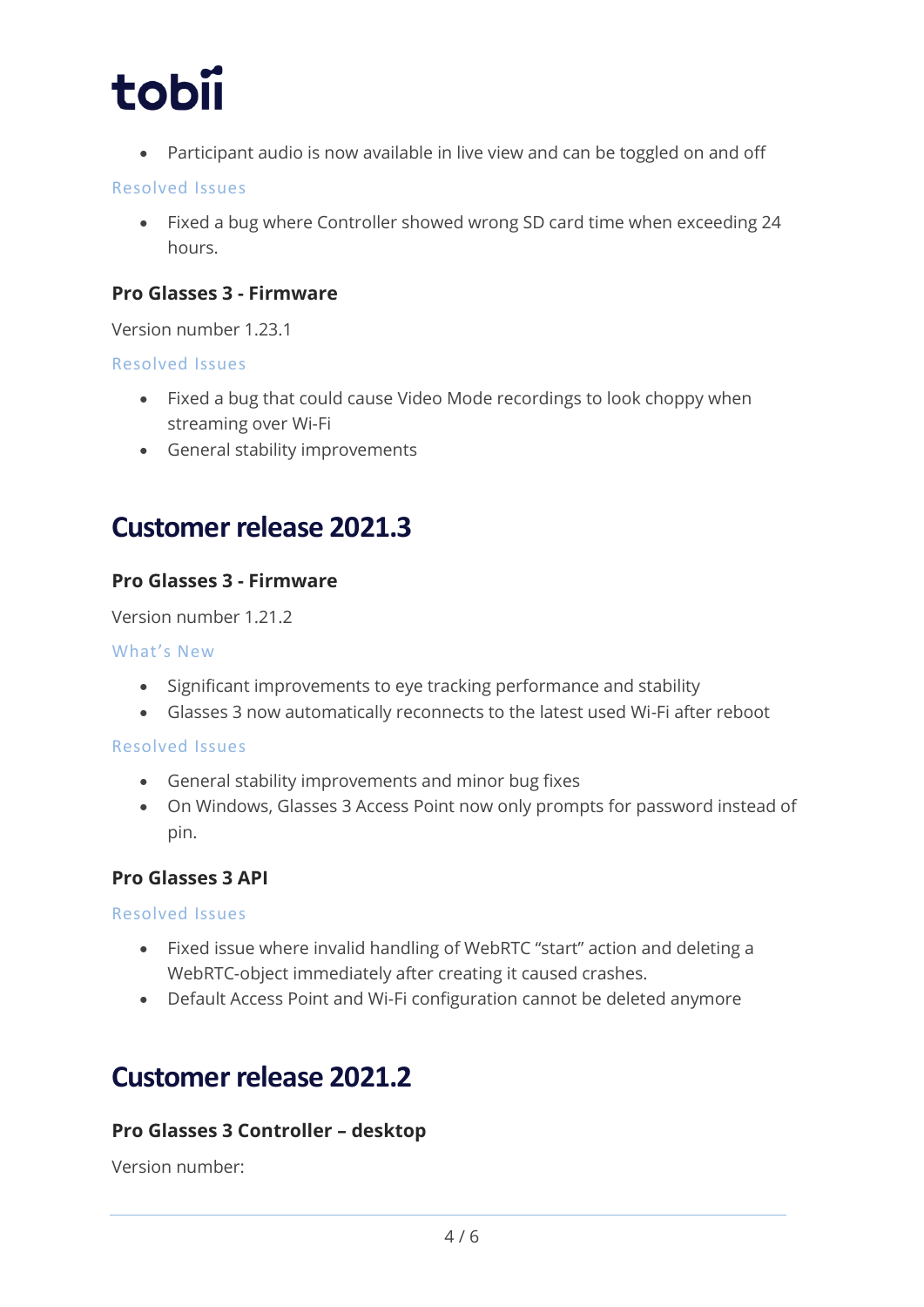- Participant audio is now available in live view and can be toggled on and off

#### Resolved Issues

- Fixed a bug where Controller showed wrong SD card time when exceeding 24 hours.

### Pro Glasses 3 - Firmware

Version number 1.23.1

#### Resolved Issues

- Fixed a bug that could cause Video Mode recordings to look choppy when streaming over Wi-Fi
- General stability improvements

## Customer release 2021.3

### Pro Glasses 3 - Firmware

Version number 1.21.2

#### What's New

- Significant improvements to eye tracking performance and stability
- Glasses 3 now automatically reconnects to the latest used Wi-Fi after reboot

#### Resolved Issues

- General stability improvements and minor bug fixes
- On Windows, Glasses 3 Access Point now only prompts for password instead of pin.

### Pro Glasses 3 API

#### Resolved Issues

- Fixed issue where invalid handling of WebRTC "start" action and deleting a WebRTC-object immediately after creating it caused crashes.
- Default Access Point and Wi-Fi configuration cannot be deleted anymore

## Customer release 2021.2

### Pro Glasses 3 Controller – desktop

Version number: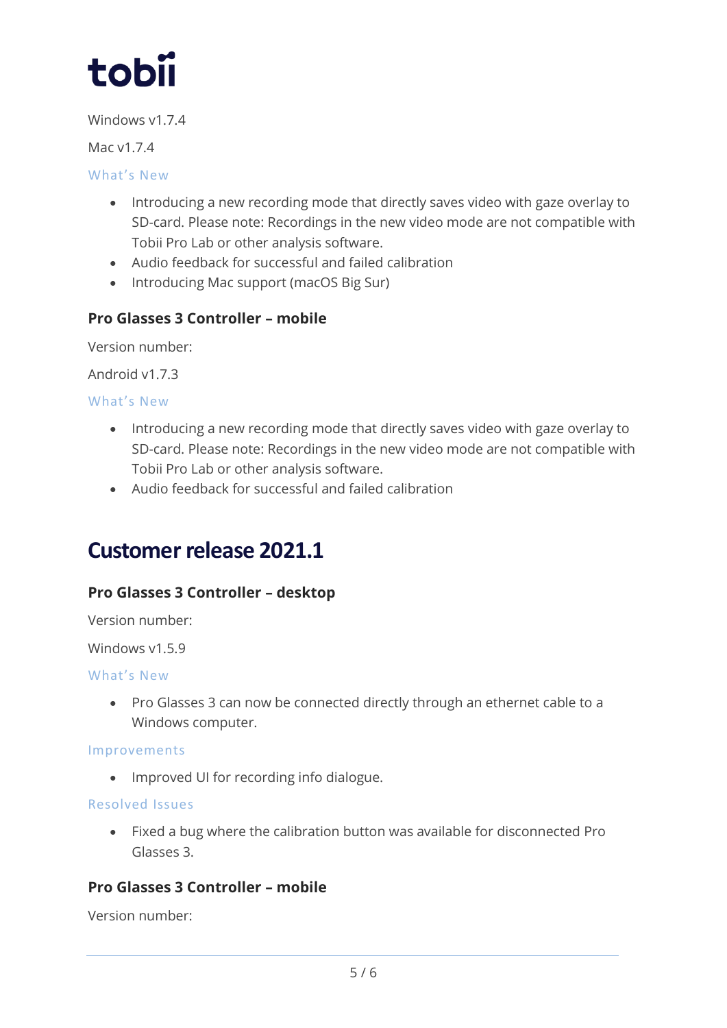Windows v1.7.4

Mac v1.7.4

#### What's New

- Introducing a new recording mode that directly saves video with gaze overlay to SD-card. Please note: Recordings in the new video mode are not compatible with Tobii Pro Lab or other analysis software.
- Audio feedback for successful and failed calibration
- Introducing Mac support (macOS Big Sur)

### Pro Glasses 3 Controller – mobile

Version number:

Android v1.7.3

#### What's New

- Introducing a new recording mode that directly saves video with gaze overlay to SD-card. Please note: Recordings in the new video mode are not compatible with Tobii Pro Lab or other analysis software.
- Audio feedback for successful and failed calibration

## Customer release 2021.1

### Pro Glasses 3 Controller – desktop

Version number:

Windows v1.5.9

#### What's New

- Pro Glasses 3 can now be connected directly through an ethernet cable to a Windows computer.

#### Improvements

- Improved UI for recording info dialogue.

#### Resolved Issues

- Fixed a bug where the calibration button was available for disconnected Pro Glasses 3.

### Pro Glasses 3 Controller – mobile

Version number: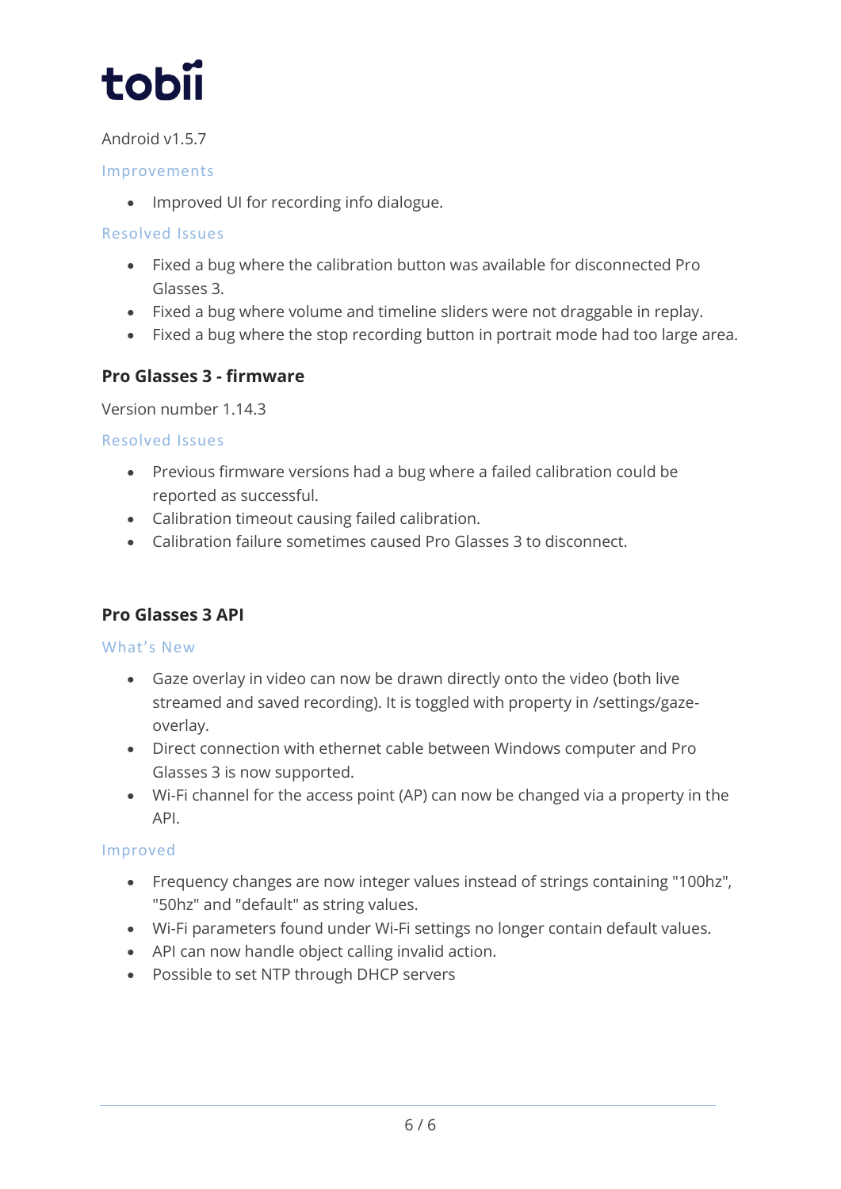Android v1.5.7

#### Improvements

- Improved UI for recording info dialogue.

#### Resolved Issues

- Fixed a bug where the calibration button was available for disconnected Pro Glasses 3.
- Fixed a bug where volume and timeline sliders were not draggable in replay.
- Fixed a bug where the stop recording button in portrait mode had too large area.

### Pro Glasses 3 - firmware

Version number 1.14.3

#### Resolved Issues

- Previous firmware versions had a bug where a failed calibration could be reported as successful.
- Calibration timeout causing failed calibration.
- Calibration failure sometimes caused Pro Glasses 3 to disconnect.

### Pro Glasses 3 API

#### What's New

- Gaze overlay in video can now be drawn directly onto the video (both live streamed and saved recording). It is toggled with property in /settings/gaze-overlay.
- Direct connection with ethernet cable between Windows computer and Pro Glasses 3 is now supported.
- Wi-Fi channel for the access point (AP) can now be changed via a property in the API.

#### Improved

- Frequency changes are now integer values instead of strings containing "100hz", "50hz" and "default" as string values.
- Wi-Fi parameters found under Wi-Fi settings no longer contain default values.
- API can now handle object calling invalid action.
- Possible to set NTP through DHCP servers